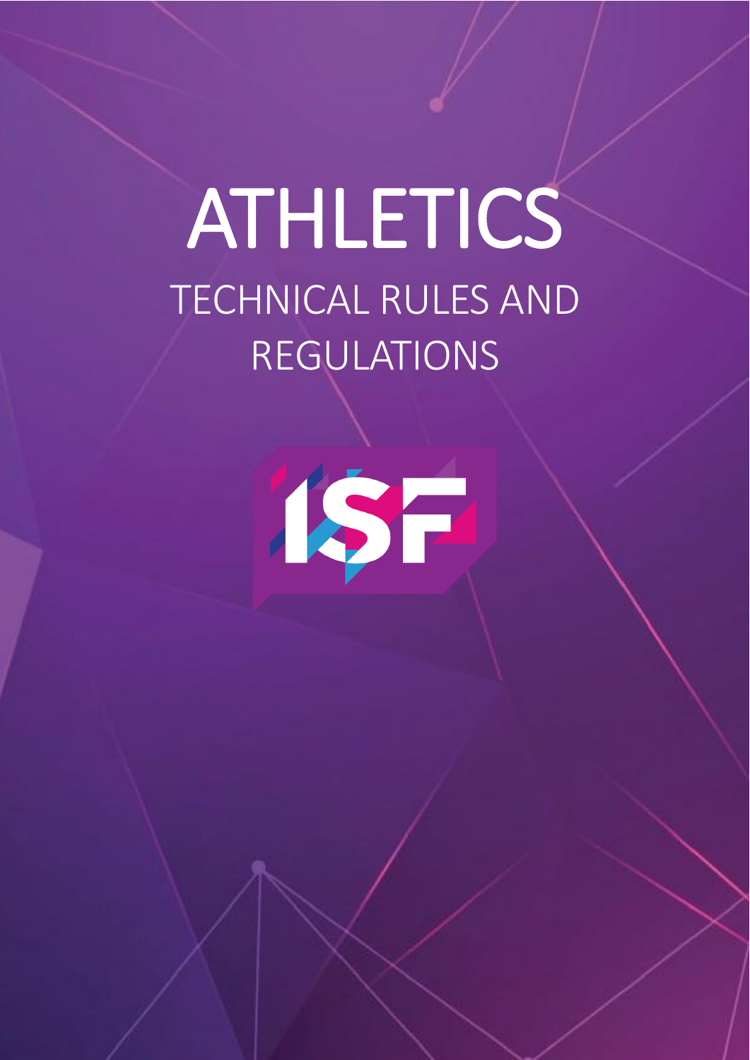# ATHLETICS

## TECHNICAL RULES AND REGULATIONS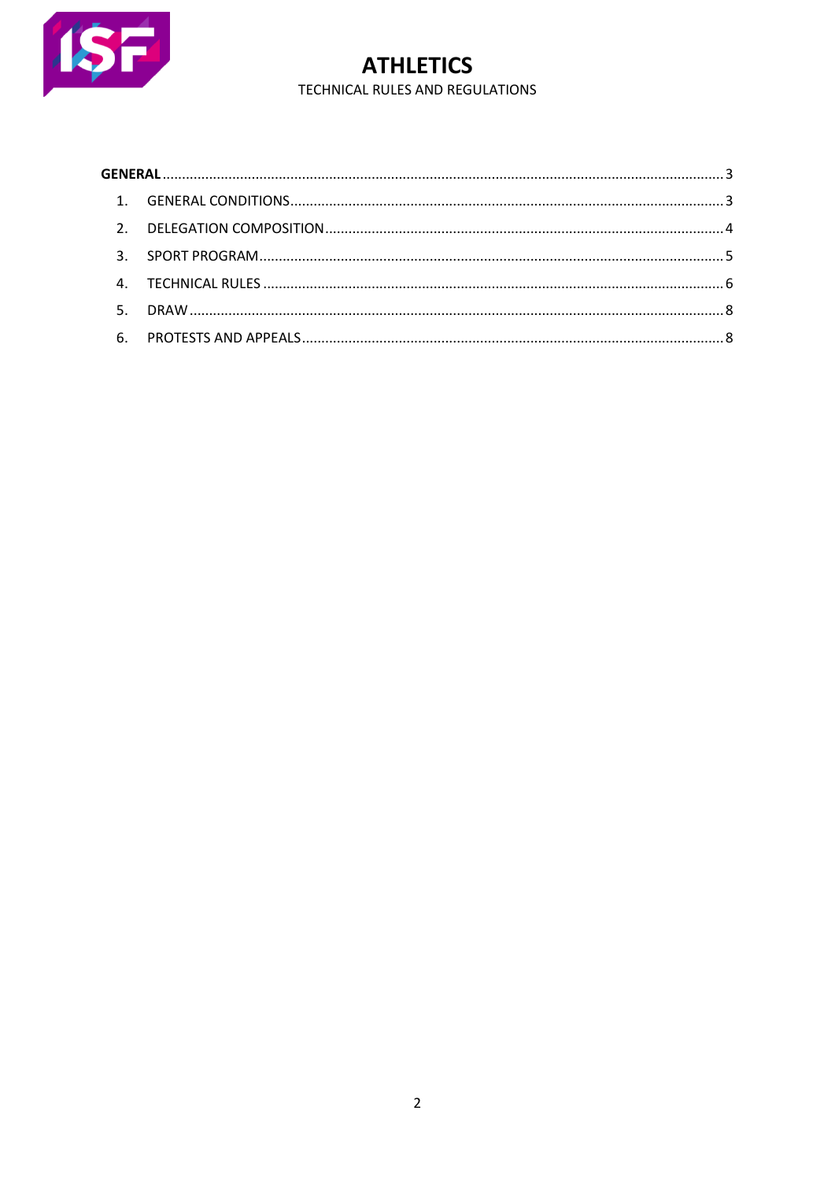**GENERAL** ........ 3

1. GENERAL CONDITIONS ........ 3
2. DELEGATION COMPOSITION ........ 4
3. SPORT PROGRAM ........ 5
4. TECHNICAL RULES ........ 6
5. DRAW ........ 8
6. PROTESTS AND APPEALS ........ 8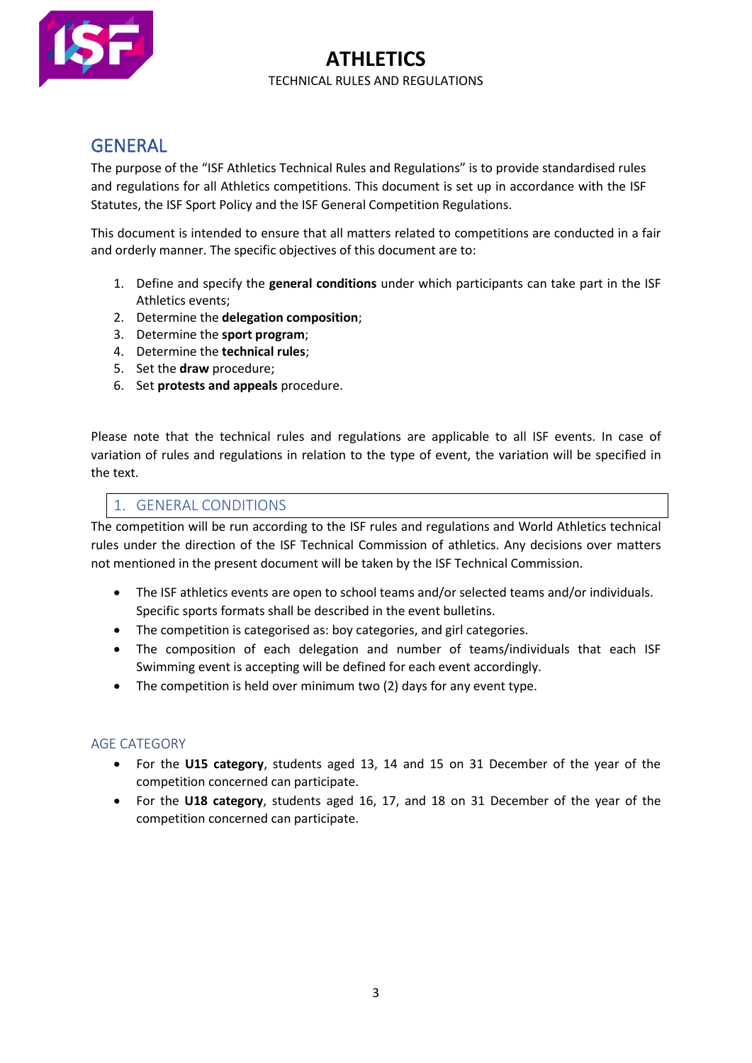# ATHLETICS

TECHNICAL RULES AND REGULATIONS

## GENERAL

The purpose of the "ISF Athletics Technical Rules and Regulations" is to provide standardised rules and regulations for all Athletics competitions. This document is set up in accordance with the ISF Statutes, the ISF Sport Policy and the ISF General Competition Regulations.

This document is intended to ensure that all matters related to competitions are conducted in a fair and orderly manner. The specific objectives of this document are to:

1. Define and specify the **general conditions** under which participants can take part in the ISF Athletics events;
2. Determine the **delegation composition**;
3. Determine the **sport program**;
4. Determine the **technical rules**;
5. Set the **draw** procedure;
6. Set **protests and appeals** procedure.

Please note that the technical rules and regulations are applicable to all ISF events. In case of variation of rules and regulations in relation to the type of event, the variation will be specified in the text.

## 1. GENERAL CONDITIONS

The competition will be run according to the ISF rules and regulations and World Athletics technical rules under the direction of the ISF Technical Commission of athletics. Any decisions over matters not mentioned in the present document will be taken by the ISF Technical Commission.

- The ISF athletics events are open to school teams and/or selected teams and/or individuals. Specific sports formats shall be described in the event bulletins.
- The competition is categorised as: boy categories, and girl categories.
- The composition of each delegation and number of teams/individuals that each ISF Swimming event is accepting will be defined for each event accordingly.
- The competition is held over minimum two (2) days for any event type.

### AGE CATEGORY

- For the **U15 category**, students aged 13, 14 and 15 on 31 December of the year of the competition concerned can participate.
- For the **U18 category**, students aged 16, 17, and 18 on 31 December of the year of the competition concerned can participate.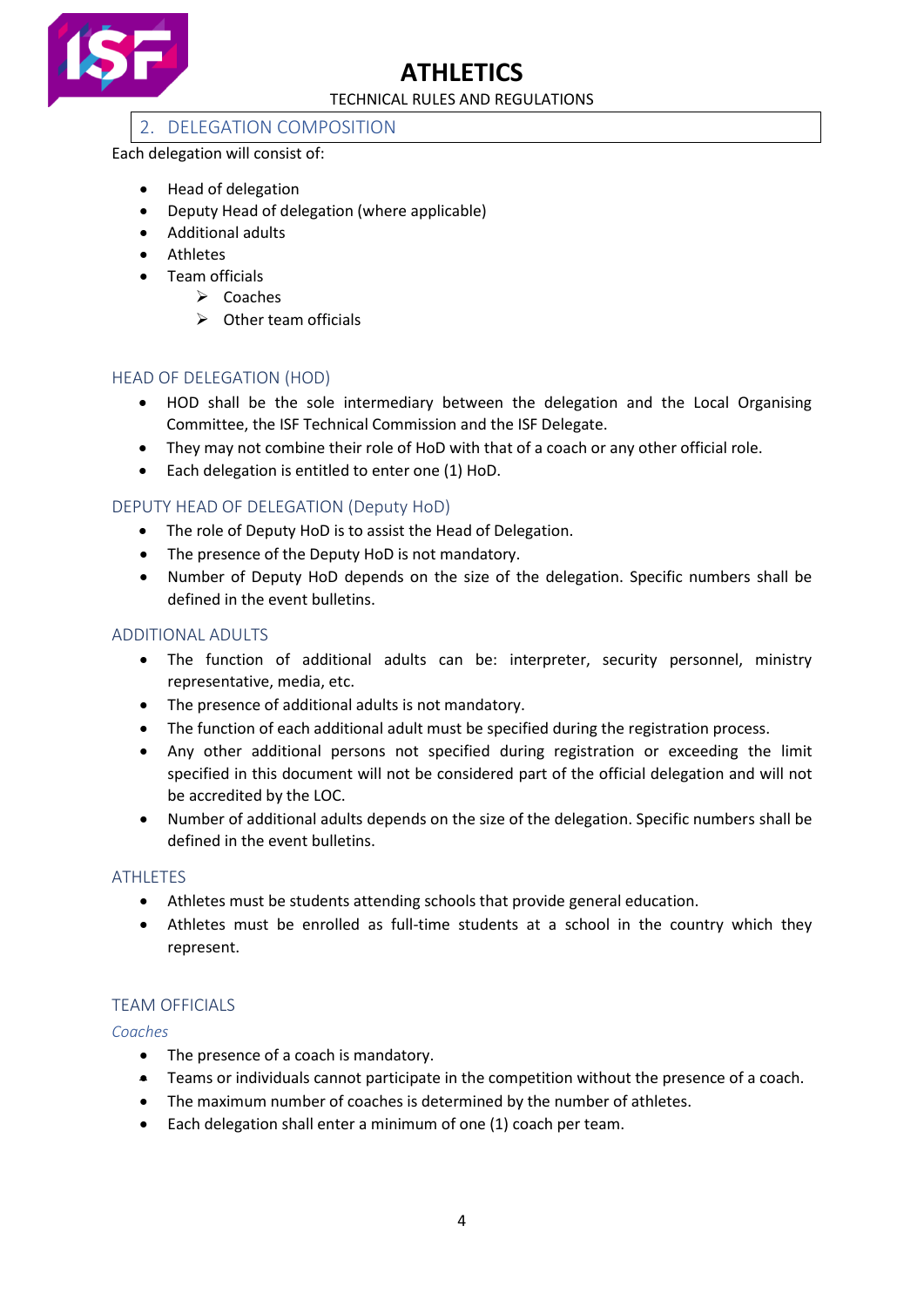## 2. DELEGATION COMPOSITION

Each delegation will consist of:

- Head of delegation
- Deputy Head of delegation (where applicable)
- Additional adults
- Athletes
- Team officials
  - Coaches
  - Other team officials

### HEAD OF DELEGATION (HOD)

- HOD shall be the sole intermediary between the delegation and the Local Organising Committee, the ISF Technical Commission and the ISF Delegate.
- They may not combine their role of HoD with that of a coach or any other official role.
- Each delegation is entitled to enter one (1) HoD.

### DEPUTY HEAD OF DELEGATION (Deputy HoD)

- The role of Deputy HoD is to assist the Head of Delegation.
- The presence of the Deputy HoD is not mandatory.
- Number of Deputy HoD depends on the size of the delegation. Specific numbers shall be defined in the event bulletins.

### ADDITIONAL ADULTS

- The function of additional adults can be: interpreter, security personnel, ministry representative, media, etc.
- The presence of additional adults is not mandatory.
- The function of each additional adult must be specified during the registration process.
- Any other additional persons not specified during registration or exceeding the limit specified in this document will not be considered part of the official delegation and will not be accredited by the LOC.
- Number of additional adults depends on the size of the delegation. Specific numbers shall be defined in the event bulletins.

### ATHLETES

- Athletes must be students attending schools that provide general education.
- Athletes must be enrolled as full-time students at a school in the country which they represent.

### TEAM OFFICIALS

#### *Coaches*

- The presence of a coach is mandatory.
- Teams or individuals cannot participate in the competition without the presence of a coach.
- The maximum number of coaches is determined by the number of athletes.
- Each delegation shall enter a minimum of one (1) coach per team.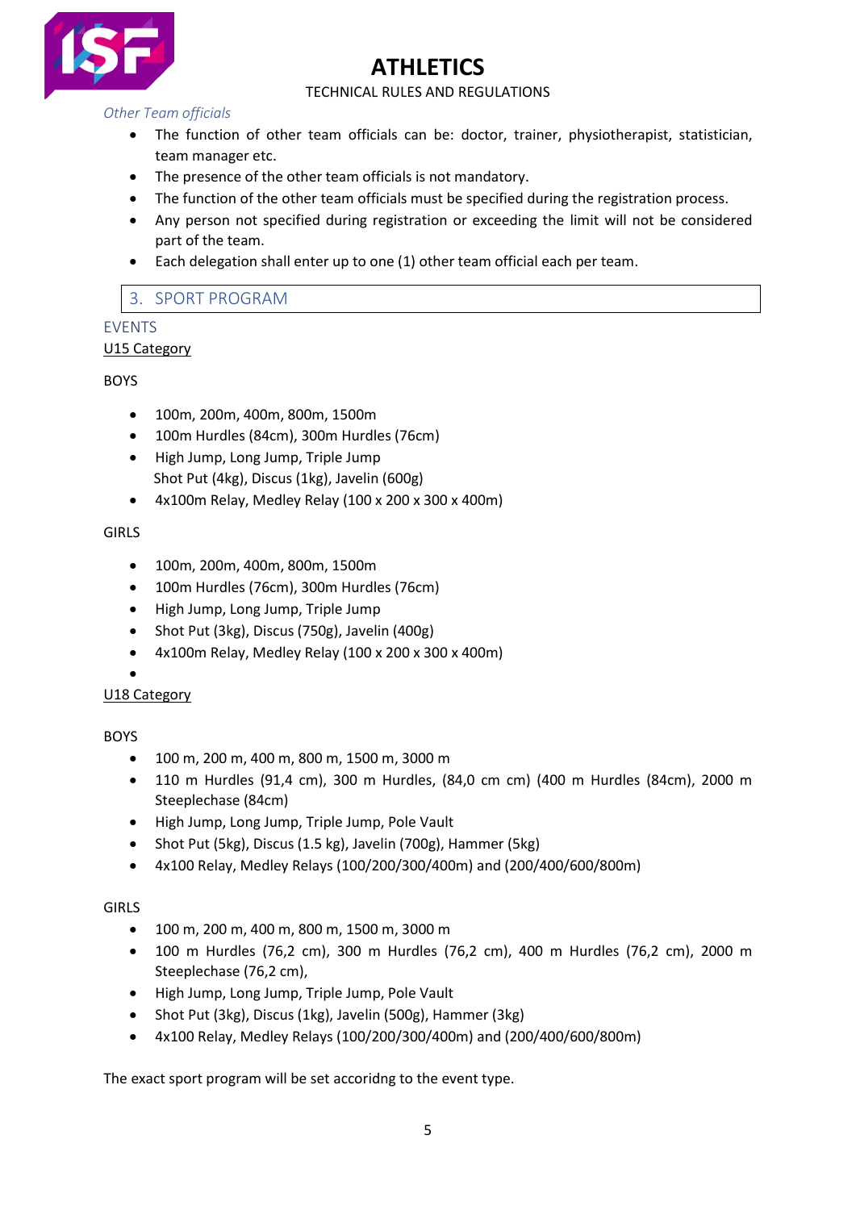*Other Team officials*

- The function of other team officials can be: doctor, trainer, physiotherapist, statistician, team manager etc.
- The presence of the other team officials is not mandatory.
- The function of the other team officials must be specified during the registration process.
- Any person not specified during registration or exceeding the limit will not be considered part of the team.
- Each delegation shall enter up to one (1) other team official each per team.

## 3. SPORT PROGRAM

### EVENTS

U15 Category

BOYS

- 100m, 200m, 400m, 800m, 1500m
- 100m Hurdles (84cm), 300m Hurdles (76cm)
- High Jump, Long Jump, Triple Jump
  Shot Put (4kg), Discus (1kg), Javelin (600g)
- 4x100m Relay, Medley Relay (100 x 200 x 300 x 400m)

GIRLS

- 100m, 200m, 400m, 800m, 1500m
- 100m Hurdles (76cm), 300m Hurdles (76cm)
- High Jump, Long Jump, Triple Jump
- Shot Put (3kg), Discus (750g), Javelin (400g)
- 4x100m Relay, Medley Relay (100 x 200 x 300 x 400m)

U18 Category

BOYS

- 100 m, 200 m, 400 m, 800 m, 1500 m, 3000 m
- 110 m Hurdles (91,4 cm), 300 m Hurdles, (84,0 cm cm) (400 m Hurdles (84cm), 2000 m Steeplechase (84cm)
- High Jump, Long Jump, Triple Jump, Pole Vault
- Shot Put (5kg), Discus (1.5 kg), Javelin (700g), Hammer (5kg)
- 4x100 Relay, Medley Relays (100/200/300/400m) and (200/400/600/800m)

GIRLS

- 100 m, 200 m, 400 m, 800 m, 1500 m, 3000 m
- 100 m Hurdles (76,2 cm), 300 m Hurdles (76,2 cm), 400 m Hurdles (76,2 cm), 2000 m Steeplechase (76,2 cm),
- High Jump, Long Jump, Triple Jump, Pole Vault
- Shot Put (3kg), Discus (1kg), Javelin (500g), Hammer (3kg)
- 4x100 Relay, Medley Relays (100/200/300/400m) and (200/400/600/800m)

The exact sport program will be set accoridng to the event type.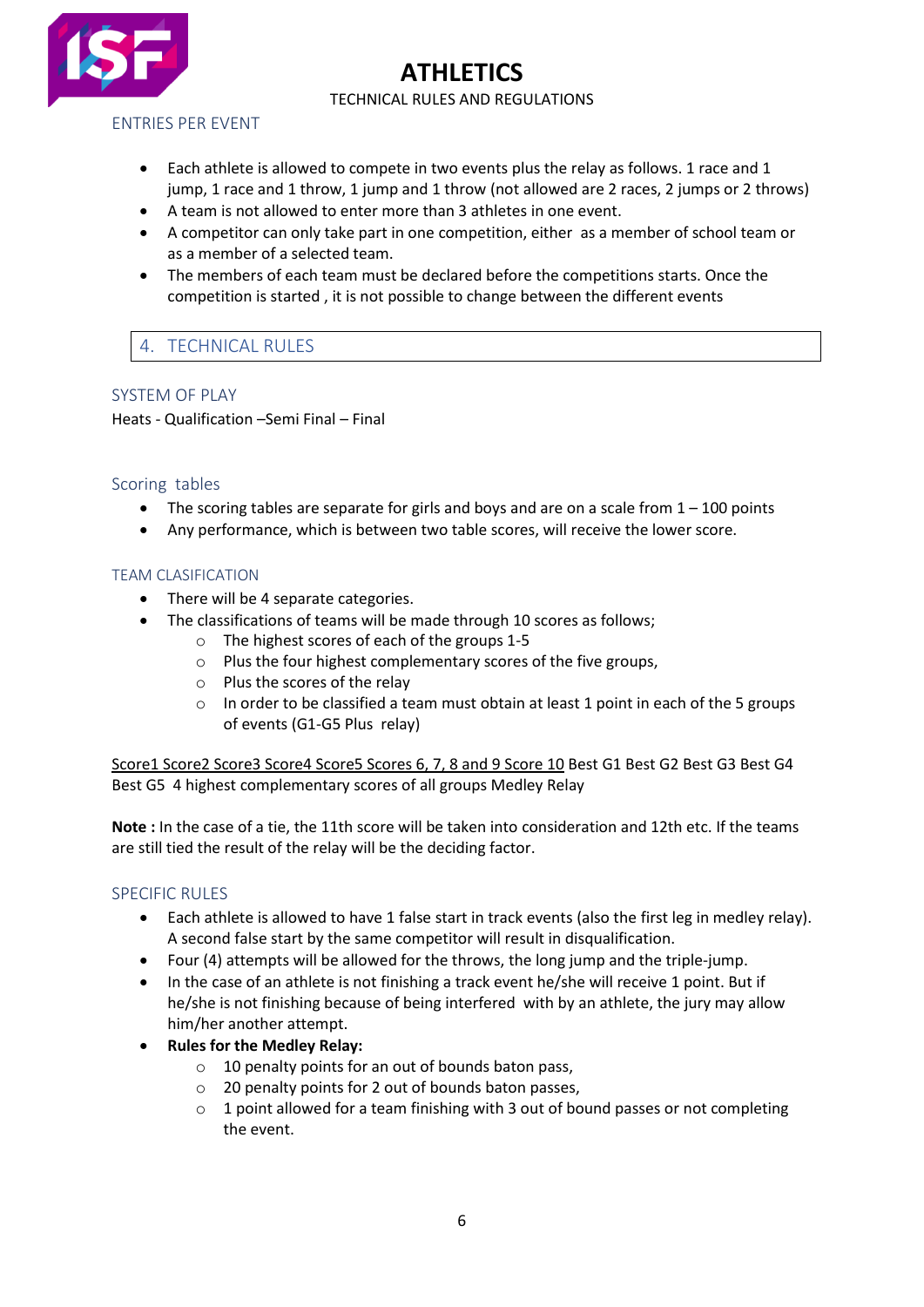ENTRIES PER EVENT

- Each athlete is allowed to compete in two events plus the relay as follows. 1 race and 1 jump, 1 race and 1 throw, 1 jump and 1 throw (not allowed are 2 races, 2 jumps or 2 throws)
- A team is not allowed to enter more than 3 athletes in one event.
- A competitor can only take part in one competition, either as a member of school team or as a member of a selected team.
- The members of each team must be declared before the competitions starts. Once the competition is started , it is not possible to change between the different events

## 4. TECHNICAL RULES

### SYSTEM OF PLAY

Heats - Qualification –Semi Final – Final

### Scoring tables

- The scoring tables are separate for girls and boys and are on a scale from 1 – 100 points
- Any performance, which is between two table scores, will receive the lower score.

### TEAM CLASIFICATION

- There will be 4 separate categories.
- The classifications of teams will be made through 10 scores as follows;
  - The highest scores of each of the groups 1-5
  - Plus the four highest complementary scores of the five groups,
  - Plus the scores of the relay
  - In order to be classified a team must obtain at least 1 point in each of the 5 groups of events (G1-G5 Plus relay)

| Score1 | Score2 | Score3 | Score4 | Score5 | Scores 6, 7, 8 and 9 | Score 10 |
|---|---|---|---|---|---|---|
| Best G1 | Best G2 | Best G3 | Best G4 | Best G5 | 4 highest complementary scores of all groups | Medley Relay |

**Note :** In the case of a tie, the 11th score will be taken into consideration and 12th etc. If the teams are still tied the result of the relay will be the deciding factor.

### SPECIFIC RULES

- Each athlete is allowed to have 1 false start in track events (also the first leg in medley relay). A second false start by the same competitor will result in disqualification.
- Four (4) attempts will be allowed for the throws, the long jump and the triple-jump.
- In the case of an athlete is not finishing a track event he/she will receive 1 point. But if he/she is not finishing because of being interfered with by an athlete, the jury may allow him/her another attempt.
- **Rules for the Medley Relay:**
  - 10 penalty points for an out of bounds baton pass,
  - 20 penalty points for 2 out of bounds baton passes,
  - 1 point allowed for a team finishing with 3 out of bound passes or not completing the event.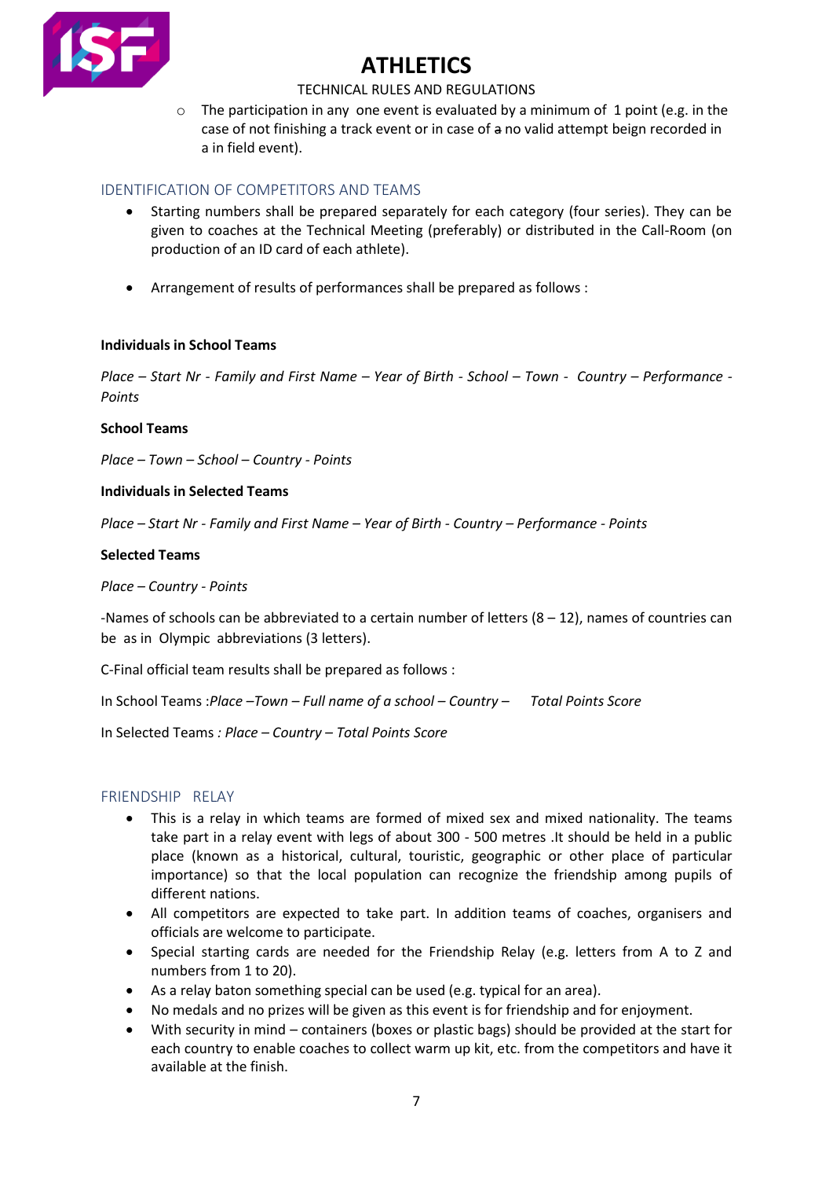- The participation in any one event is evaluated by a minimum of 1 point (e.g. in the case of not finishing a track event or in case of a no valid attempt beign recorded in a in field event).

## IDENTIFICATION OF COMPETITORS AND TEAMS

- Starting numbers shall be prepared separately for each category (four series). They can be given to coaches at the Technical Meeting (preferably) or distributed in the Call-Room (on production of an ID card of each athlete).
- Arrangement of results of performances shall be prepared as follows :

**Individuals in School Teams**

*Place – Start Nr - Family and First Name – Year of Birth - School – Town - Country – Performance - Points*

**School Teams**

*Place – Town – School – Country - Points*

**Individuals in Selected Teams**

*Place – Start Nr - Family and First Name – Year of Birth - Country – Performance - Points*

**Selected Teams**

*Place – Country - Points*

-Names of schools can be abbreviated to a certain number of letters (8 – 12), names of countries can be as in Olympic abbreviations (3 letters).

C-Final official team results shall be prepared as follows :

In School Teams :*Place –Town – Full name of a school – Country – Total Points Score*

In Selected Teams *: Place – Country – Total Points Score*

## FRIENDSHIP RELAY

- This is a relay in which teams are formed of mixed sex and mixed nationality. The teams take part in a relay event with legs of about 300 - 500 metres .It should be held in a public place (known as a historical, cultural, touristic, geographic or other place of particular importance) so that the local population can recognize the friendship among pupils of different nations.
- All competitors are expected to take part. In addition teams of coaches, organisers and officials are welcome to participate.
- Special starting cards are needed for the Friendship Relay (e.g. letters from A to Z and numbers from 1 to 20).
- As a relay baton something special can be used (e.g. typical for an area).
- No medals and no prizes will be given as this event is for friendship and for enjoyment.
- With security in mind – containers (boxes or plastic bags) should be provided at the start for each country to enable coaches to collect warm up kit, etc. from the competitors and have it available at the finish.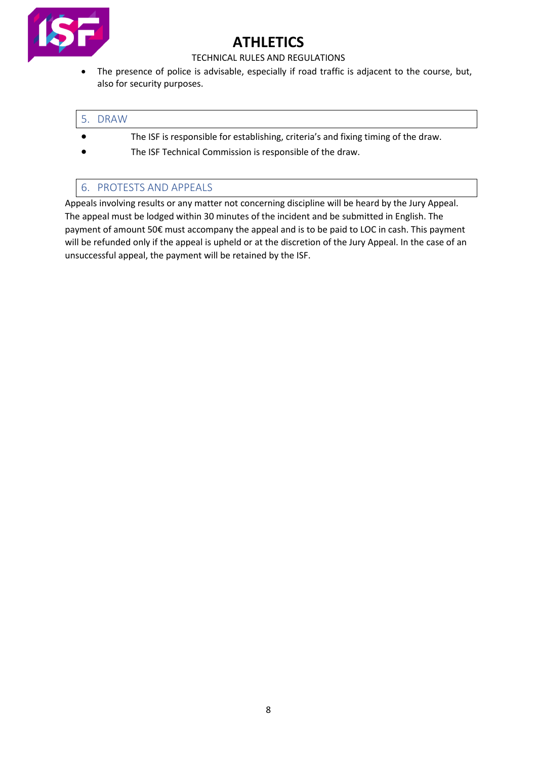- The presence of police is advisable, especially if road traffic is adjacent to the course, but, also for security purposes.

## 5. DRAW

- The ISF is responsible for establishing, criteria's and fixing timing of the draw.
- The ISF Technical Commission is responsible of the draw.

## 6. PROTESTS AND APPEALS

Appeals involving results or any matter not concerning discipline will be heard by the Jury Appeal. The appeal must be lodged within 30 minutes of the incident and be submitted in English. The payment of amount 50€ must accompany the appeal and is to be paid to LOC in cash. This payment will be refunded only if the appeal is upheld or at the discretion of the Jury Appeal. In the case of an unsuccessful appeal, the payment will be retained by the ISF.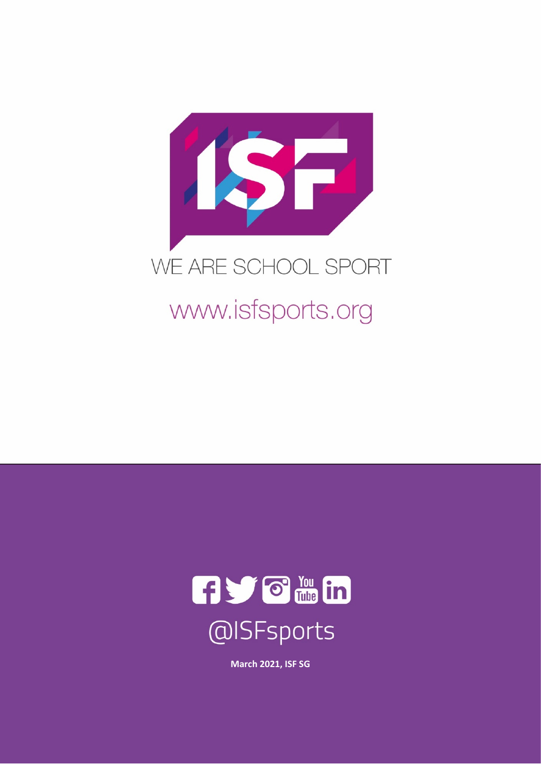WE ARE SCHOOL SPORT

www.isfsports.org

@ISFsports

**March 2021, ISF SG**